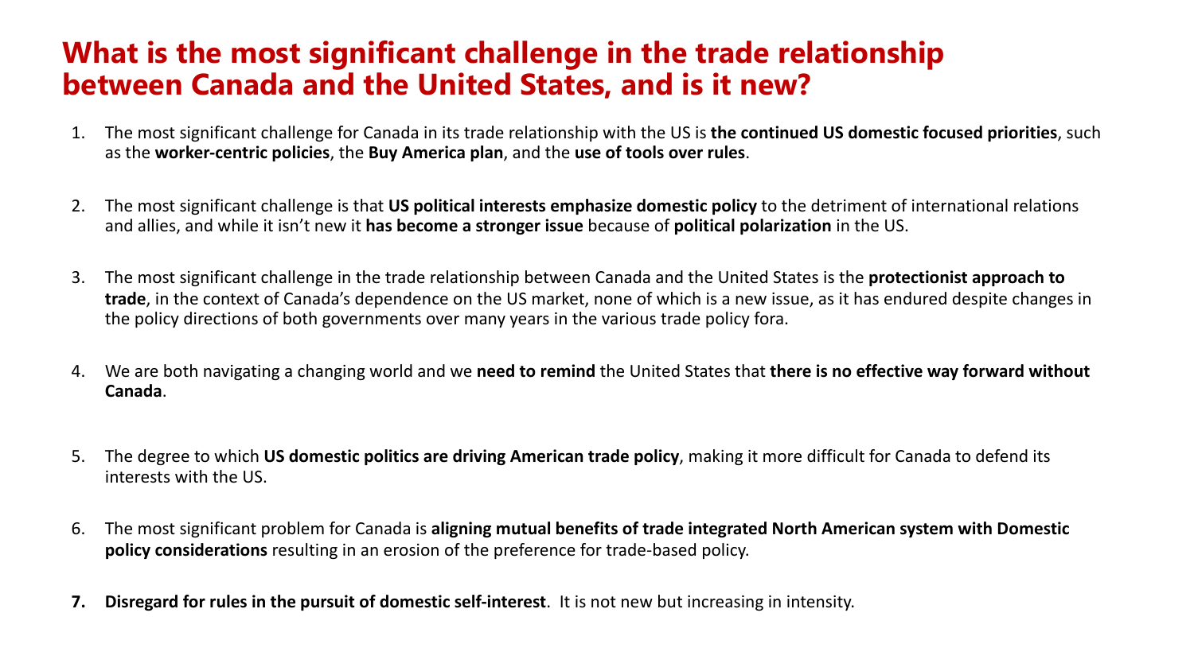# What is the most significant challenge in the trade relationship between Canada and the United States, and is it new?

1. The most significant challenge for Canada in its trade relationship with the US is **the continued US domestic focused priorities**, such as the **worker-centric policies**, the **Buy America plan**, and the **use of tools over rules**.

2. The most significant challenge is that **US political interests emphasize domestic policy** to the detriment of international relations and allies, and while it isn't new it **has become a stronger issue** because of **political polarization** in the US.

3. The most significant challenge in the trade relationship between Canada and the United States is the **protectionist approach to trade**, in the context of Canada's dependence on the US market, none of which is a new issue, as it has endured despite changes in the policy directions of both governments over many years in the various trade policy fora.

4. We are both navigating a changing world and we **need to remind** the United States that **there is no effective way forward without Canada**.

5. The degree to which **US domestic politics are driving American trade policy**, making it more difficult for Canada to defend its interests with the US.

6. The most significant problem for Canada is **aligning mutual benefits of trade integrated North American system with Domestic policy considerations** resulting in an erosion of the preference for trade-based policy.

7. **Disregard for rules in the pursuit of domestic self-interest**. It is not new but increasing in intensity.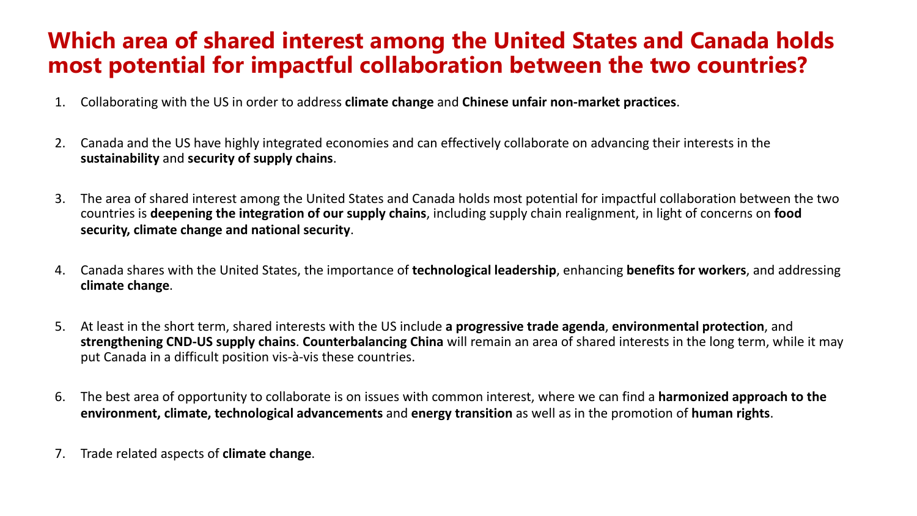# Which area of shared interest among the United States and Canada holds most potential for impactful collaboration between the two countries?

1. Collaborating with the US in order to address **climate change** and **Chinese unfair non-market practices**.

2. Canada and the US have highly integrated economies and can effectively collaborate on advancing their interests in the **sustainability** and **security of supply chains**.

3. The area of shared interest among the United States and Canada holds most potential for impactful collaboration between the two countries is **deepening the integration of our supply chains**, including supply chain realignment, in light of concerns on **food security, climate change and national security**.

4. Canada shares with the United States, the importance of **technological leadership**, enhancing **benefits for workers**, and addressing **climate change**.

5. At least in the short term, shared interests with the US include **a progressive trade agenda**, **environmental protection**, and **strengthening CND-US supply chains**. **Counterbalancing China** will remain an area of shared interests in the long term, while it may put Canada in a difficult position vis-à-vis these countries.

6. The best area of opportunity to collaborate is on issues with common interest, where we can find a **harmonized approach to the environment, climate, technological advancements** and **energy transition** as well as in the promotion of **human rights**.

7. Trade related aspects of **climate change**.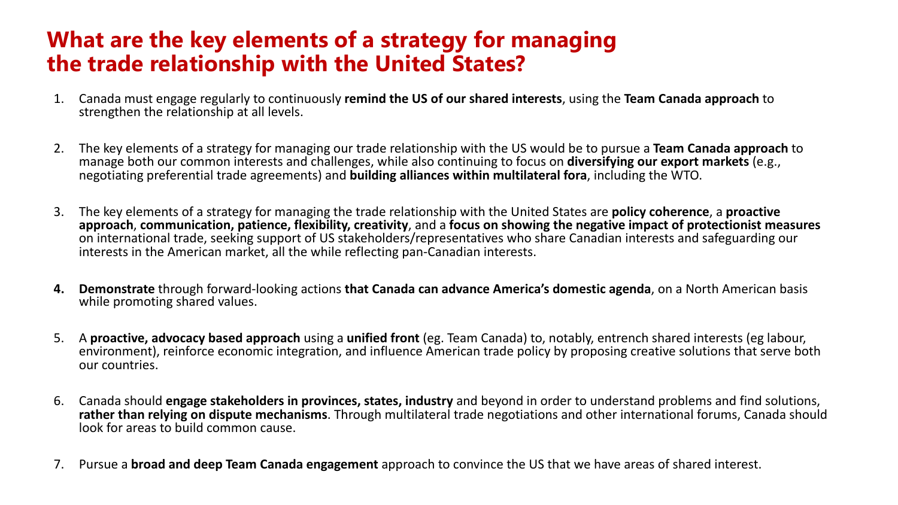# What are the key elements of a strategy for managing the trade relationship with the United States?

1. Canada must engage regularly to continuously **remind the US of our shared interests**, using the **Team Canada approach** to strengthen the relationship at all levels.

2. The key elements of a strategy for managing our trade relationship with the US would be to pursue a **Team Canada approach** to manage both our common interests and challenges, while also continuing to focus on **diversifying our export markets** (e.g., negotiating preferential trade agreements) and **building alliances within multilateral fora**, including the WTO.

3. The key elements of a strategy for managing the trade relationship with the United States are **policy coherence**, a **proactive approach**, **communication, patience, flexibility, creativity**, and a **focus on showing the negative impact of protectionist measures** on international trade, seeking support of US stakeholders/representatives who share Canadian interests and safeguarding our interests in the American market, all the while reflecting pan-Canadian interests.

4. **Demonstrate** through forward-looking actions **that Canada can advance America's domestic agenda**, on a North American basis while promoting shared values.

5. A **proactive, advocacy based approach** using a **unified front** (eg. Team Canada) to, notably, entrench shared interests (eg labour, environment), reinforce economic integration, and influence American trade policy by proposing creative solutions that serve both our countries.

6. Canada should **engage stakeholders in provinces, states, industry** and beyond in order to understand problems and find solutions, **rather than relying on dispute mechanisms**. Through multilateral trade negotiations and other international forums, Canada should look for areas to build common cause.

7. Pursue a **broad and deep Team Canada engagement** approach to convince the US that we have areas of shared interest.